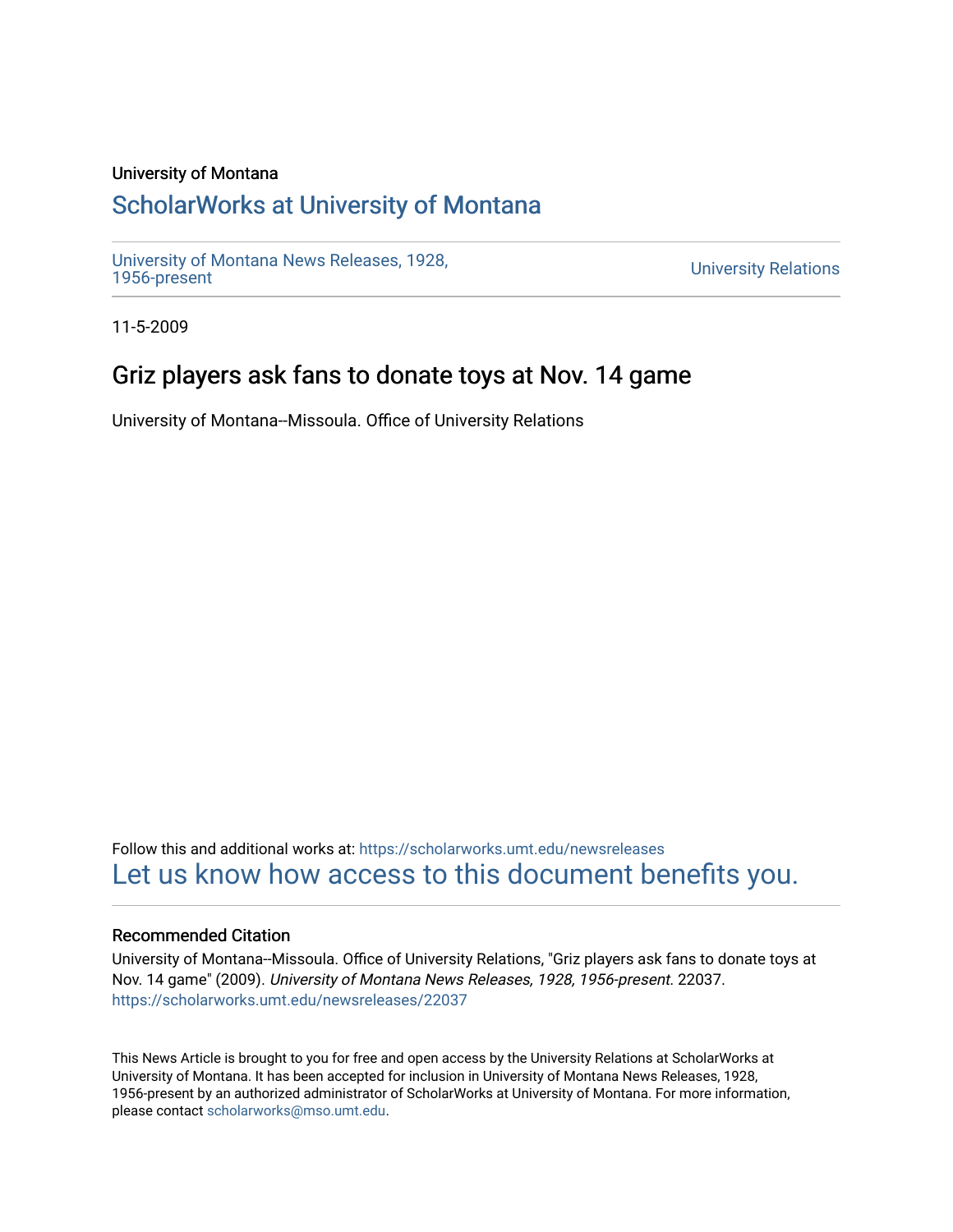University of Montana

# ScholarWorks at University of Montana

University of Montana News Releases, 1928, 1956-present

University Relations

11-5-2009

## Griz players ask fans to donate toys at Nov. 14 game

University of Montana--Missoula. Office of University Relations

Follow this and additional works at: https://scholarworks.umt.edu/newsreleases

Let us know how access to this document benefits you.

### Recommended Citation

University of Montana--Missoula. Office of University Relations, "Griz players ask fans to donate toys at Nov. 14 game" (2009). *University of Montana News Releases, 1928, 1956-present*. 22037.
https://scholarworks.umt.edu/newsreleases/22037

This News Article is brought to you for free and open access by the University Relations at ScholarWorks at University of Montana. It has been accepted for inclusion in University of Montana News Releases, 1928, 1956-present by an authorized administrator of ScholarWorks at University of Montana. For more information, please contact scholarworks@mso.umt.edu.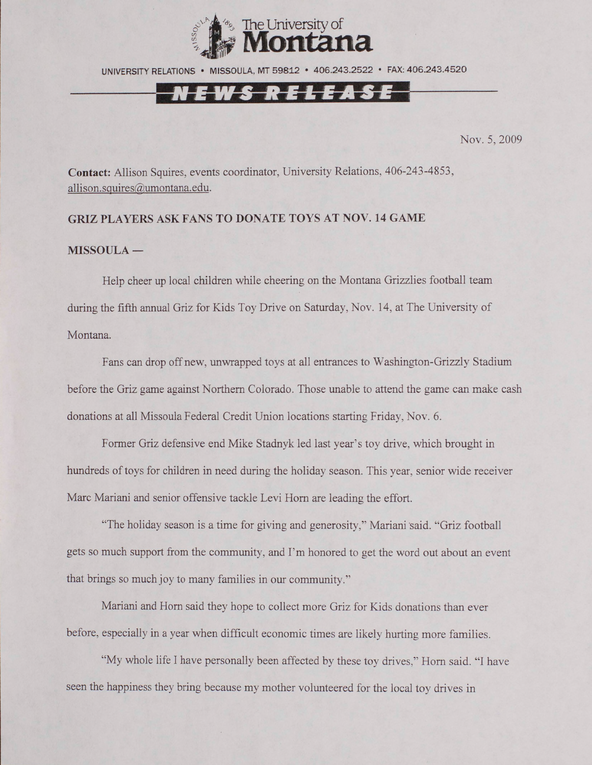The University of **Montana**

UNIVERSITY RELATIONS • MISSOULA, MT 59812 • 406.243.2522 • FAX: 406.243.4520

**NEWS RELEASE**

Nov. 5, 2009

**Contact:** Allison Squires, events coordinator, University Relations, 406-243-4853, allison.squires@umontana.edu.

**GRIZ PLAYERS ASK FANS TO DONATE TOYS AT NOV. 14 GAME**

**MISSOULA —**

Help cheer up local children while cheering on the Montana Grizzlies football team during the fifth annual Griz for Kids Toy Drive on Saturday, Nov. 14, at The University of Montana.

Fans can drop off new, unwrapped toys at all entrances to Washington-Grizzly Stadium before the Griz game against Northern Colorado. Those unable to attend the game can make cash donations at all Missoula Federal Credit Union locations starting Friday, Nov. 6.

Former Griz defensive end Mike Stadnyk led last year's toy drive, which brought in hundreds of toys for children in need during the holiday season. This year, senior wide receiver Marc Mariani and senior offensive tackle Levi Horn are leading the effort.

"The holiday season is a time for giving and generosity," Mariani said. "Griz football gets so much support from the community, and I'm honored to get the word out about an event that brings so much joy to many families in our community."

Mariani and Horn said they hope to collect more Griz for Kids donations than ever before, especially in a year when difficult economic times are likely hurting more families.

"My whole life I have personally been affected by these toy drives," Horn said. "I have seen the happiness they bring because my mother volunteered for the local toy drives in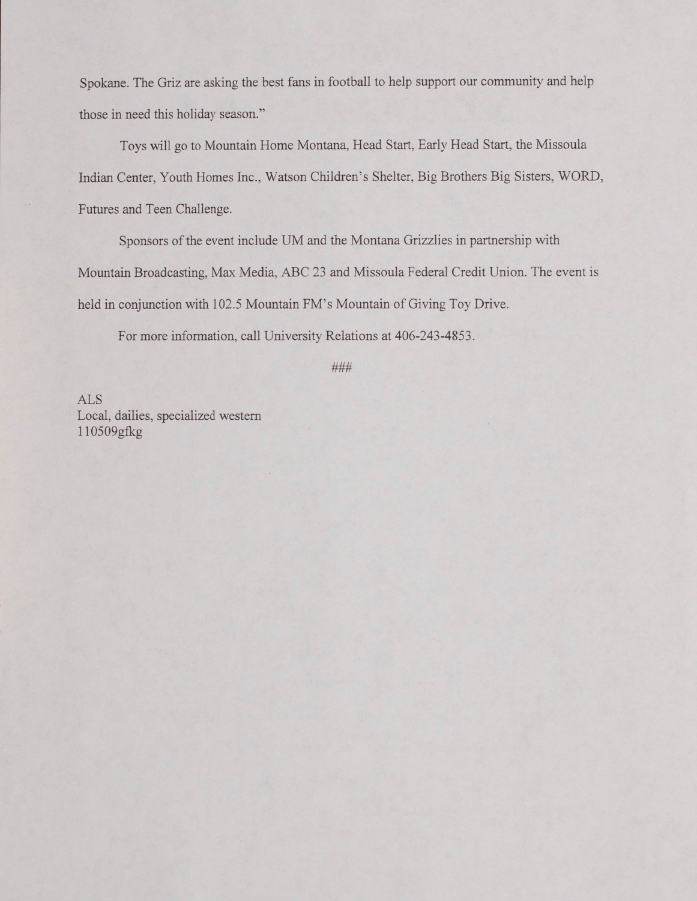Spokane. The Griz are asking the best fans in football to help support our community and help those in need this holiday season."

Toys will go to Mountain Home Montana, Head Start, Early Head Start, the Missoula Indian Center, Youth Homes Inc., Watson Children's Shelter, Big Brothers Big Sisters, WORD, Futures and Teen Challenge.

Sponsors of the event include UM and the Montana Grizzlies in partnership with Mountain Broadcasting, Max Media, ABC 23 and Missoula Federal Credit Union. The event is held in conjunction with 102.5 Mountain FM's Mountain of Giving Toy Drive.

For more information, call University Relations at 406-243-4853.

###

ALS
Local, dailies, specialized western
110509gfkg